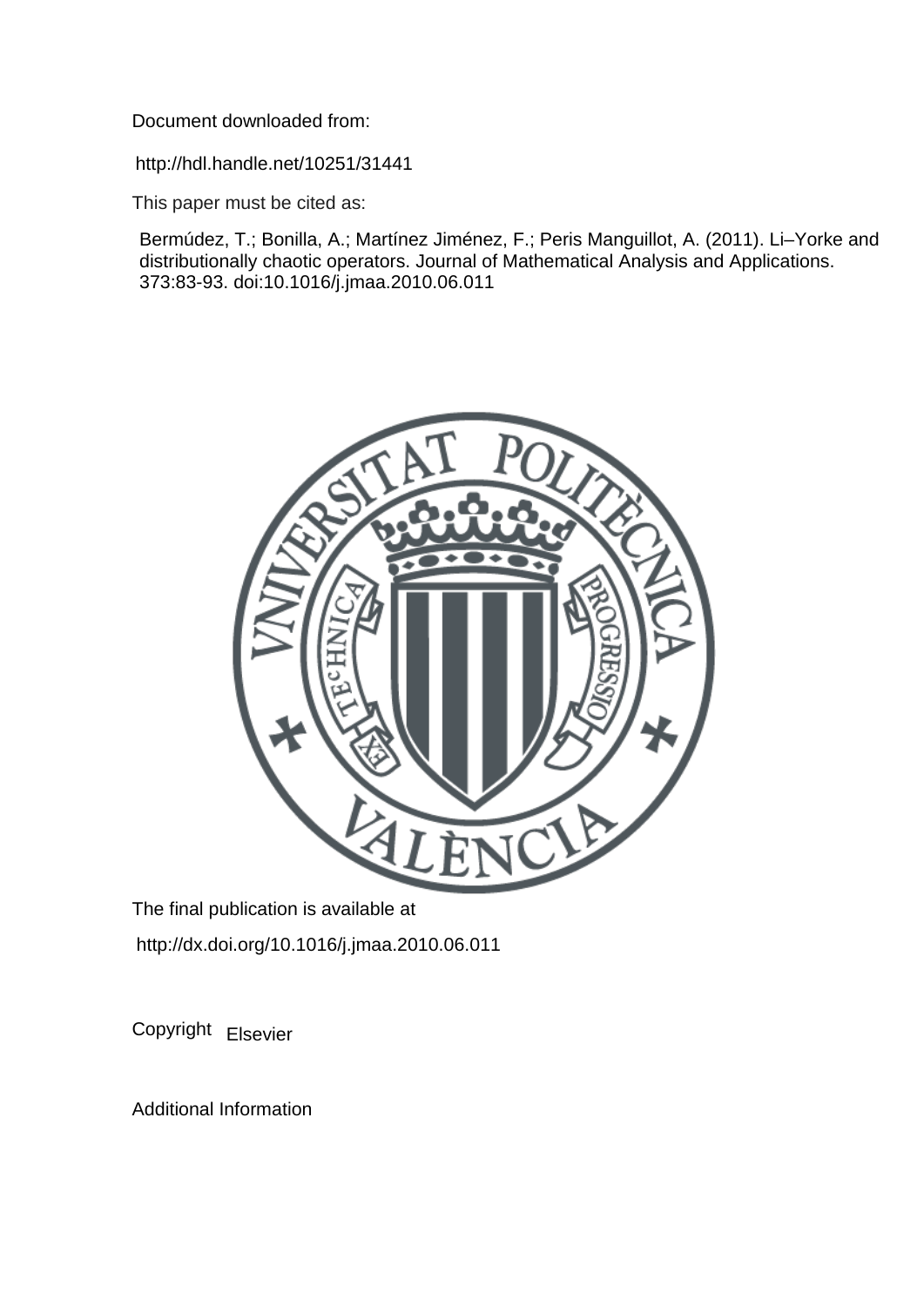Document downloaded from:

http://hdl.handle.net/10251/31441

This paper must be cited as:

Bermúdez, T.; Bonilla, A.; Martínez Jiménez, F.; Peris Manguillot, A. (2011). Li–Yorke and distributionally chaotic operators. Journal of Mathematical Analysis and Applications. 373:83-93. doi:10.1016/j.jmaa.2010.06.011

The final publication is available at

http://dx.doi.org/10.1016/j.jmaa.2010.06.011

Copyright Elsevier

Additional Information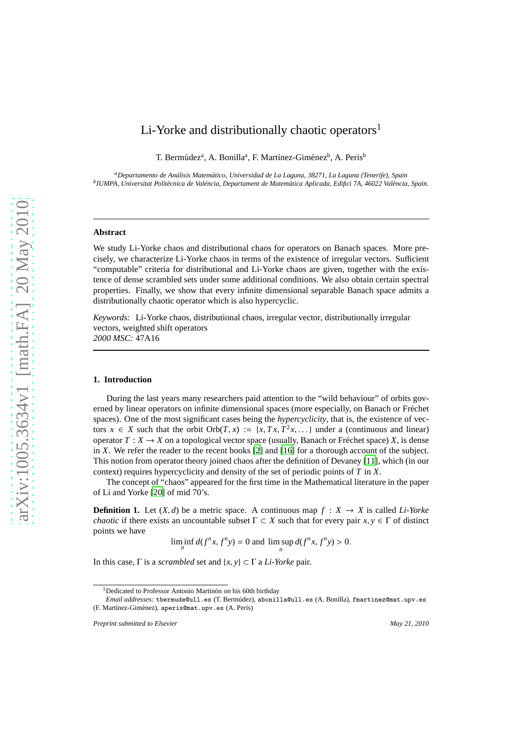# Li-Yorke and distributionally chaotic operators[1]

T. Bermúdez[a], A. Bonilla[a], F. Martínez-Giménez[b], A. Peris[b]

[a]*Departamento de Análisis Matemático, Universidad de La Laguna, 38271, La Laguna (Tenerife), Spain*
[b]*IUMPA, Universitat Politècnica de València, Departament de Matemàtica Aplicada, Edifici 7A, 46022 València, Spain.*

---

## Abstract

We study Li-Yorke chaos and distributional chaos for operators on Banach spaces. More precisely, we characterize Li-Yorke chaos in terms of the existence of irregular vectors. Sufficient "computable" criteria for distributional and Li-Yorke chaos are given, together with the existence of dense scrambled sets under some additional conditions. We also obtain certain spectral properties. Finally, we show that every infinite dimensional separable Banach space admits a distributionally chaotic operator which is also hypercyclic.

*Keywords:* Li-Yorke chaos, distributional chaos, irregular vector, distributionally irregular vectors, weighted shift operators
*2000 MSC:* 47A16

---

## 1. Introduction

During the last years many researchers paid attention to the "wild behaviour" of orbits governed by linear operators on infinite dimensional spaces (more especially, on Banach or Fréchet spaces). One of the most significant cases being the *hypercyclicity*, that is, the existence of vectors $x \in X$ such that the orbit $\mathrm{Orb}(T, x) := \{x, Tx, T^2x, \dots\}$ under a (continuous and linear) operator $T : X \to X$ on a topological vector space (usually, Banach or Fréchet space) $X$, is dense in $X$. We refer the reader to the recent books [2] and [16] for a thorough account of the subject. This notion from operator theory joined chaos after the definition of Devaney [11], which (in our context) requires hypercyclicity and density of the set of periodic points of $T$ in $X$.

The concept of "chaos" appeared for the first time in the Mathematical literature in the paper of Li and Yorke [20] of mid 70's.

**Definition 1.** Let $(X, d)$ be a metric space. A continuous map $f : X \to X$ is called *Li-Yorke chaotic* if there exists an uncountable subset $\Gamma \subset X$ such that for every pair $x, y \in \Gamma$ of distinct points we have

$$\liminf_n d(f^n x, f^n y) = 0 \text{ and } \limsup_n d(f^n x, f^n y) > 0.$$

In this case, $\Gamma$ is a *scrambled* set and $\{x, y\} \subset \Gamma$ a *Li-Yorke* pair.

---

[1] Dedicated to Professor Antonio Martinón on his 60th birthday

*Email addresses:* tbermude@ull.es (T. Bermúdez), abonilla@ull.es (A. Bonilla), fmartinez@mat.upv.es (F. Martínez-Giménez), aperis@mat.upv.es (A. Peris)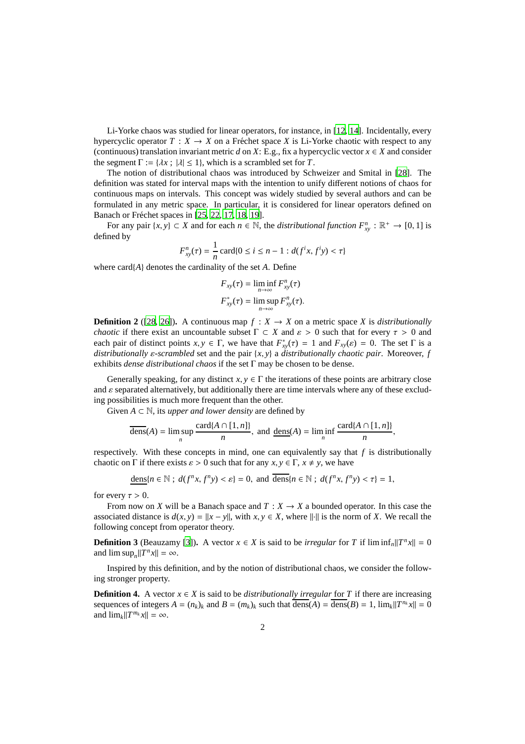Li-Yorke chaos was studied for linear operators, for instance, in [12, 14]. Incidentally, every hypercyclic operator $T : X \to X$ on a Fréchet space $X$ is Li-Yorke chaotic with respect to any (continuous) translation invariant metric $d$ on $X$: E.g., fix a hypercyclic vector $x \in X$ and consider the segment $\Gamma := \{\lambda x \, ; \, |\lambda| \le 1\}$, which is a scrambled set for $T$.

The notion of distributional chaos was introduced by Schweizer and Smital in [28]. The definition was stated for interval maps with the intention to unify different notions of chaos for continuous maps on intervals. This concept was widely studied by several authors and can be formulated in any metric space. In particular, it is considered for linear operators defined on Banach or Fréchet spaces in [25, 22, 17, 18, 19].

For any pair $\{x, y\} \subset X$ and for each $n \in \mathbb{N}$, the *distributional function* $F^n_{xy} : \mathbb{R}^+ \to [0, 1]$ is defined by

$$F^n_{xy}(\tau) = \frac{1}{n} \operatorname{card}\{0 \le i \le n-1 : d(f^i x, f^i y) < \tau\}$$

where $\operatorname{card}\{A\}$ denotes the cardinality of the set $A$. Define

$$F_{xy}(\tau) = \liminf_{n\to\infty} F^n_{xy}(\tau)$$
$$F^*_{xy}(\tau) = \limsup_{n\to\infty} F^n_{xy}(\tau).$$

**Definition 2** ([28, 26]). A continuous map $f : X \to X$ on a metric space $X$ is *distributionally chaotic* if there exist an uncountable subset $\Gamma \subset X$ and $\varepsilon > 0$ such that for every $\tau > 0$ and each pair of distinct points $x, y \in \Gamma$, we have that $F^*_{xy}(\tau) = 1$ and $F_{xy}(\varepsilon) = 0$. The set $\Gamma$ is a *distributionally $\varepsilon$-scrambled* set and the pair $\{x, y\}$ a *distributionally chaotic pair*. Moreover, $f$ exhibits *dense distributional chaos* if the set $\Gamma$ may be chosen to be dense.

Generally speaking, for any distinct $x, y \in \Gamma$ the iterations of these points are arbitrary close and $\varepsilon$ separated alternatively, but additionally there are time intervals where any of these excluding possibilities is much more frequent than the other.

Given $A \subset \mathbb{N}$, its *upper and lower density* are defined by

$$\overline{\operatorname{dens}}(A) = \limsup_n \frac{\operatorname{card}\{A \cap [1, n]\}}{n}, \text{ and } \underline{\operatorname{dens}}(A) = \liminf_n \frac{\operatorname{card}\{A \cap [1, n]\}}{n},$$

respectively. With these concepts in mind, one can equivalently say that $f$ is distributionally chaotic on $\Gamma$ if there exists $\varepsilon > 0$ such that for any $x, y \in \Gamma$, $x \neq y$, we have

$$\underline{\operatorname{dens}}\{n \in \mathbb{N} \, ; \, d(f^n x, f^n y) < \varepsilon\} = 0, \text{ and } \overline{\operatorname{dens}}\{n \in \mathbb{N} \, ; \, d(f^n x, f^n y) < \tau\} = 1,$$

for every $\tau > 0$.

From now on $X$ will be a Banach space and $T : X \to X$ a bounded operator. In this case the associated distance is $d(x, y) = \|x - y\|$, with $x, y \in X$, where $\|\cdot\|$ is the norm of $X$. We recall the following concept from operator theory.

**Definition 3** (Beauzamy [3]). A vector $x \in X$ is said to be *irregular* for $T$ if $\liminf_n \|T^n x\| = 0$ and $\limsup_n \|T^n x\| = \infty$.

Inspired by this definition, and by the notion of distributional chaos, we consider the following stronger property.

**Definition 4.** A vector $x \in X$ is said to be *distributionally irregular* for $T$ if there are increasing sequences of integers $A = (n_k)_k$ and $B = (m_k)_k$ such that $\overline{\operatorname{dens}}(A) = \overline{\operatorname{dens}}(B) = 1$, $\lim_k \|T^{n_k} x\| = 0$ and $\lim_k \|T^{m_k} x\| = \infty$.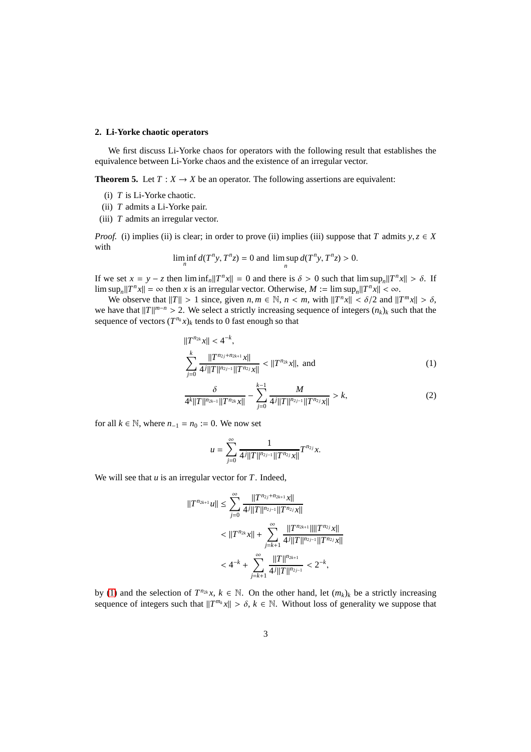## 2. Li-Yorke chaotic operators

We first discuss Li-Yorke chaos for operators with the following result that establishes the equivalence between Li-Yorke chaos and the existence of an irregular vector.

**Theorem 5.** Let $T : X \to X$ be an operator. The following assertions are equivalent:

(i) $T$ is Li-Yorke chaotic.

(ii) $T$ admits a Li-Yorke pair.

(iii) $T$ admits an irregular vector.

*Proof.* (i) implies (ii) is clear; in order to prove (ii) implies (iii) suppose that $T$ admits $y, z \in X$ with

$$\liminf_n d(T^n y, T^n z) = 0 \text{ and } \limsup_n d(T^n y, T^n z) > 0.$$

If we set $x = y - z$ then $\liminf_n \|T^n x\| = 0$ and there is $\delta > 0$ such that $\limsup_n \|T^n x\| > \delta$. If $\limsup_n \|T^n x\| = \infty$ then $x$ is an irregular vector. Otherwise, $M := \limsup_n \|T^n x\| < \infty$.

We observe that $\|T\| > 1$ since, given $n, m \in \mathbb{N}$, $n < m$, with $\|T^n x\| < \delta/2$ and $\|T^m x\| > \delta$, we have that $\|T\|^{m-n} > 2$. We select a strictly increasing sequence of integers $(n_k)_k$ such that the sequence of vectors $(T^{n_k} x)_k$ tends to 0 fast enough so that

$$\|T^{n_{2k}} x\| < 4^{-k},$$

$$\sum_{j=0}^{k} \frac{\|T^{n_{2j}+n_{2k+1}} x\|}{4^j \|T\|^{n_{2j-1}} \|T^{n_{2j}} x\|} < \|T^{n_{2k}} x\|, \text{ and} \tag{1}$$

$$\frac{\delta}{4^k \|T\|^{n_{2k-1}} \|T^{n_{2k}} x\|} - \sum_{j=0}^{k-1} \frac{M}{4^j \|T\|^{n_{2j-1}} \|T^{n_{2j}} x\|} > k, \tag{2}$$

for all $k \in \mathbb{N}$, where $n_{-1} = n_0 := 0$. We now set

$$u = \sum_{j=0}^{\infty} \frac{1}{4^j \|T\|^{n_{2j-1}} \|T^{n_{2j}} x\|} T^{n_{2j}} x.$$

We will see that $u$ is an irregular vector for $T$. Indeed,

$$\begin{aligned} \|T^{n_{2k+1}} u\| &\leq \sum_{j=0}^{\infty} \frac{\|T^{n_{2j}+n_{2k+1}} x\|}{4^j \|T\|^{n_{2j-1}} \|T^{n_{2j}} x\|} \\ &< \|T^{n_{2k}} x\| + \sum_{j=k+1}^{\infty} \frac{\|T^{n_{2k+1}}\| \|T^{n_{2j}} x\|}{4^j \|T\|^{n_{2j-1}} \|T^{n_{2j}} x\|} \\ &< 4^{-k} + \sum_{j=k+1}^{\infty} \frac{\|T\|^{n_{2k+1}}}{4^j \|T\|^{n_{2j-1}}} < 2^{-k}, \end{aligned}$$

by (1) and the selection of $T^{n_{2k}} x$, $k \in \mathbb{N}$. On the other hand, let $(m_k)_k$ be a strictly increasing sequence of integers such that $\|T^{m_k} x\| > \delta$, $k \in \mathbb{N}$. Without loss of generality we suppose that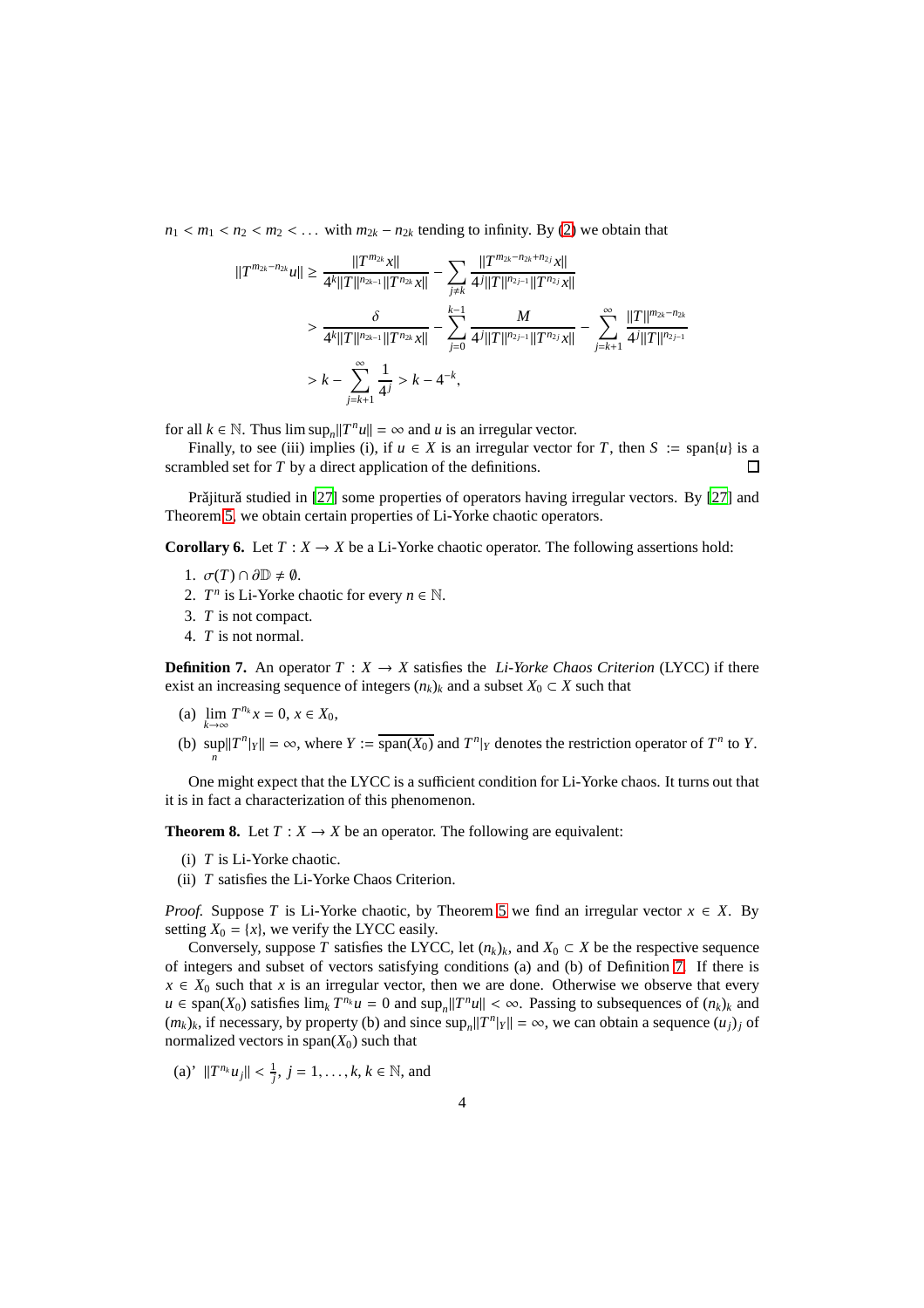$n_1 < m_1 < n_2 < m_2 < \dots$ with $m_{2k} - n_{2k}$ tending to infinity. By (2) we obtain that

$$
\begin{aligned}
\|T^{m_{2k}-n_{2k}}u\| &\geq \frac{\|T^{m_{2k}}x\|}{4^k\|T\|^{n_{2k-1}}\|T^{n_{2k}}x\|} - \sum_{j\neq k} \frac{\|T^{m_{2k}-n_{2k}+n_{2j}}x\|}{4^j\|T\|^{n_{2j-1}}\|T^{n_{2j}}x\|} \\
&> \frac{\delta}{4^k\|T\|^{n_{2k-1}}\|T^{n_{2k}}x\|} - \sum_{j=0}^{k-1} \frac{M}{4^j\|T\|^{n_{2j-1}}\|T^{n_{2j}}x\|} - \sum_{j=k+1}^{\infty} \frac{\|T\|^{m_{2k}-n_{2k}}}{4^j\|T\|^{n_{2j-1}}} \\
&> k - \sum_{j=k+1}^{\infty} \frac{1}{4^j} > k - 4^{-k},
\end{aligned}
$$

for all $k \in \mathbb{N}$. Thus $\lim \sup_n \|T^n u\| = \infty$ and $u$ is an irregular vector.

Finally, to see (iii) implies (i), if $u \in X$ is an irregular vector for $T$, then $S := \operatorname{span}\{u\}$ is a scrambled set for $T$ by a direct application of the definitions. $\square$

Prăjitură studied in [27] some properties of operators having irregular vectors. By [27] and Theorem 5, we obtain certain properties of Li-Yorke chaotic operators.

**Corollary 6.** Let $T : X \to X$ be a Li-Yorke chaotic operator. The following assertions hold:

1. $\sigma(T) \cap \partial\mathbb{D} \neq \emptyset$.
2. $T^n$ is Li-Yorke chaotic for every $n \in \mathbb{N}$.
3. $T$ is not compact.
4. $T$ is not normal.

**Definition 7.** An operator $T : X \to X$ satisfies the *Li-Yorke Chaos Criterion* (LYCC) if there exist an increasing sequence of integers $(n_k)_k$ and a subset $X_0 \subset X$ such that

(a) $\lim_{k\to\infty} T^{n_k}x = 0$, $x \in X_0$,

(b) $\sup_n \|T^n|_Y\| = \infty$, where $Y := \overline{\operatorname{span}(X_0)}$ and $T^n|_Y$ denotes the restriction operator of $T^n$ to $Y$.

One might expect that the LYCC is a sufficient condition for Li-Yorke chaos. It turns out that it is in fact a characterization of this phenomenon.

**Theorem 8.** Let $T : X \to X$ be an operator. The following are equivalent:

(i) $T$ is Li-Yorke chaotic.

(ii) $T$ satisfies the Li-Yorke Chaos Criterion.

*Proof.* Suppose $T$ is Li-Yorke chaotic, by Theorem 5 we find an irregular vector $x \in X$. By setting $X_0 = \{x\}$, we verify the LYCC easily.

Conversely, suppose $T$ satisfies the LYCC, let $(n_k)_k$, and $X_0 \subset X$ be the respective sequence of integers and subset of vectors satisfying conditions (a) and (b) of Definition 7. If there is $x \in X_0$ such that $x$ is an irregular vector, then we are done. Otherwise we observe that every $u \in \operatorname{span}(X_0)$ satisfies $\lim_k T^{n_k}u = 0$ and $\sup_n \|T^n u\| < \infty$. Passing to subsequences of $(n_k)_k$ and $(m_k)_k$, if necessary, by property (b) and since $\sup_n \|T^n|_Y\| = \infty$, we can obtain a sequence $(u_j)_j$ of normalized vectors in $\operatorname{span}(X_0)$ such that

(a)' $\|T^{n_k}u_j\| < \frac{1}{j}$, $j = 1, \dots, k$, $k \in \mathbb{N}$, and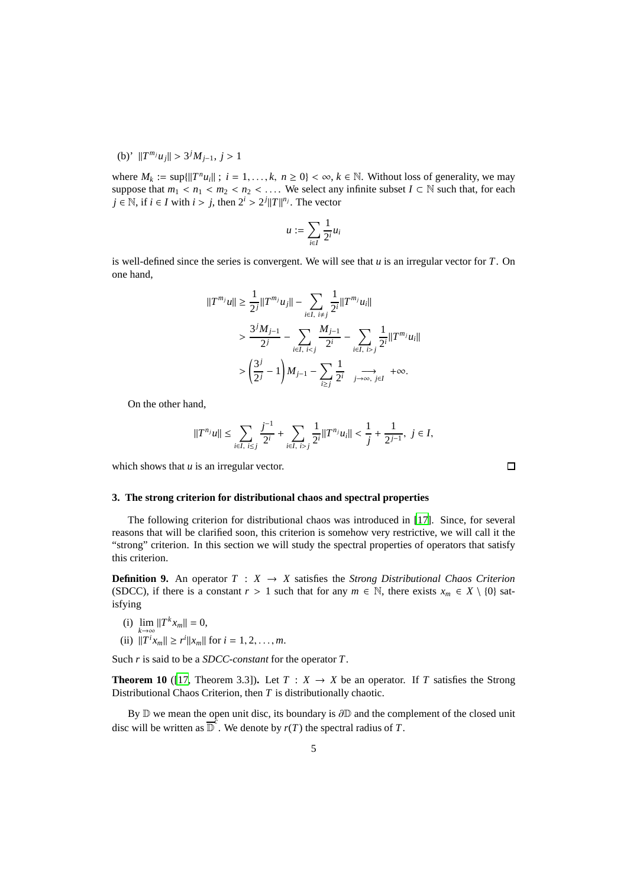(b)' $\|T^{m_j}u_j\| > 3^j M_{j-1},\ j > 1$

where $M_k := \sup\{\|T^n u_i\|\ ;\ i = 1, \ldots, k,\ n \geq 0\} < \infty$, $k \in \mathbb{N}$. Without loss of generality, we may suppose that $m_1 < n_1 < m_2 < n_2 < \ldots$. We select any infinite subset $I \subset \mathbb{N}$ such that, for each $j \in \mathbb{N}$, if $i \in I$ with $i > j$, then $2^i > 2^j \|T\|^{n_j}$. The vector

$$u := \sum_{i \in I} \frac{1}{2^i} u_i$$

is well-defined since the series is convergent. We will see that $u$ is an irregular vector for $T$. On one hand,

$$\begin{aligned}
\|T^{m_j}u\| &\geq \frac{1}{2^j}\|T^{m_j}u_j\| - \sum_{i \in I,\ i \neq j} \frac{1}{2^i}\|T^{m_j}u_i\| \\
&> \frac{3^j M_{j-1}}{2^j} - \sum_{i \in I,\ i<j} \frac{M_{j-1}}{2^i} - \sum_{i \in I,\ i>j} \frac{1}{2^i}\|T^{m_j}u_i\| \\
&> \left(\frac{3^j}{2^j} - 1\right) M_{j-1} - \sum_{i \geq j} \frac{1}{2^i} \underset{j \to \infty,\ j \in I}{\longrightarrow} +\infty.
\end{aligned}$$

On the other hand,

$$\|T^{n_j}u\| \leq \sum_{i \in I,\ i \leq j} \frac{j^{-1}}{2^i} + \sum_{i \in I,\ i>j} \frac{1}{2^i}\|T^{n_j}u_i\| < \frac{1}{j} + \frac{1}{2^{j-1}},\ j \in I,$$

which shows that $u$ is an irregular vector. □

### 3. The strong criterion for distributional chaos and spectral properties

The following criterion for distributional chaos was introduced in [17]. Since, for several reasons that will be clarified soon, this criterion is somehow very restrictive, we will call it the "strong" criterion. In this section we will study the spectral properties of operators that satisfy this criterion.

**Definition 9.** An operator $T : X \to X$ satisfies the *Strong Distributional Chaos Criterion* (SDCC), if there is a constant $r > 1$ such that for any $m \in \mathbb{N}$, there exists $x_m \in X \setminus \{0\}$ satisfying

(i) $\lim_{k \to \infty} \|T^k x_m\| = 0$,

(ii) $\|T^i x_m\| \geq r^i \|x_m\|$ for $i = 1, 2, \ldots, m$.

Such $r$ is said to be a *SDCC-constant* for the operator $T$.

**Theorem 10** ([17, Theorem 3.3]). Let $T : X \to X$ be an operator. If $T$ satisfies the Strong Distributional Chaos Criterion, then $T$ is distributionally chaotic.

By $\mathbb{D}$ we mean the open unit disc, its boundary is $\partial\mathbb{D}$ and the complement of the closed unit disc will be written as $\overline{\mathbb{D}}^c$. We denote by $r(T)$ the spectral radius of $T$.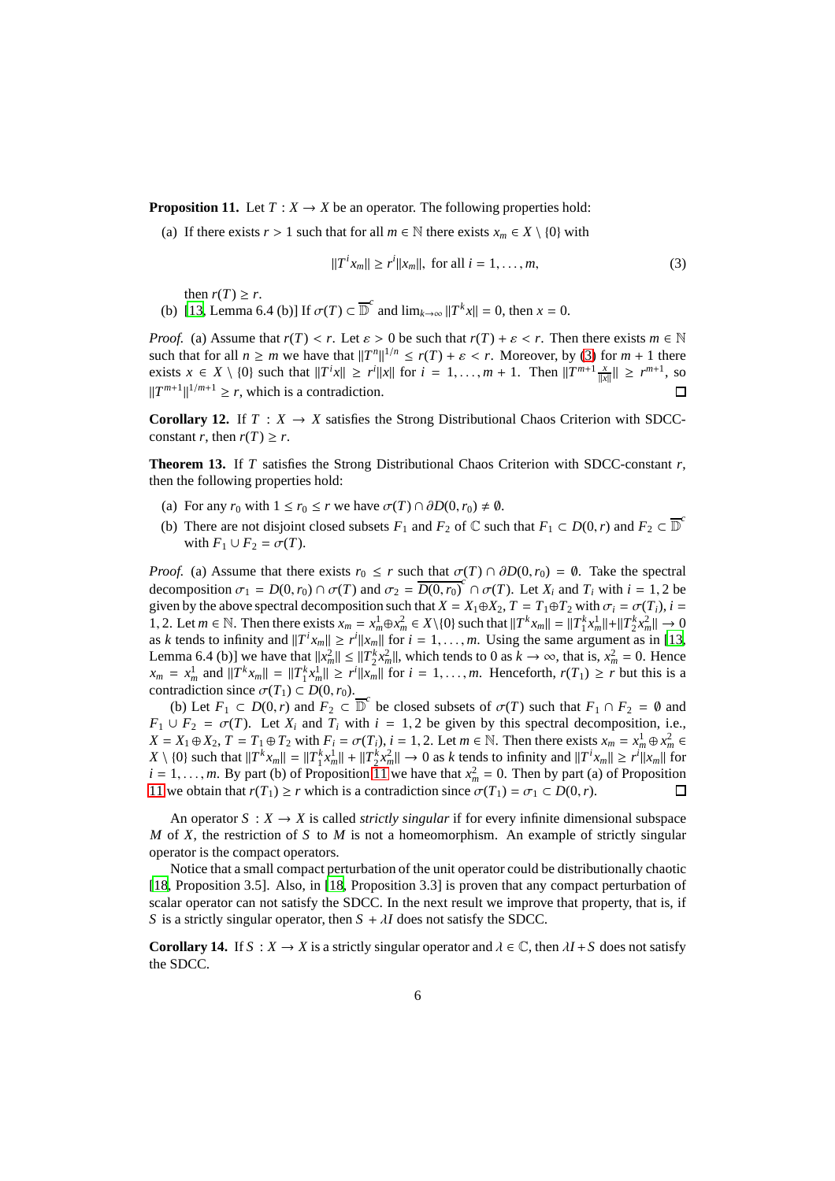**Proposition 11.** Let $T : X \to X$ be an operator. The following properties hold:

(a) If there exists $r > 1$ such that for all $m \in \mathbb{N}$ there exists $x_m \in X \setminus \{0\}$ with

$$\|T^i x_m\| \geq r^i \|x_m\|, \text{ for all } i = 1, \ldots, m, \tag{3}$$

then $r(T) \geq r$.

(b) [13, Lemma 6.4 (b)] If $\sigma(T) \subset \overline{\mathbb{D}}^c$ and $\lim_{k\to\infty} \|T^k x\| = 0$, then $x = 0$.

*Proof.* (a) Assume that $r(T) < r$. Let $\varepsilon > 0$ be such that $r(T) + \varepsilon < r$. Then there exists $m \in \mathbb{N}$ such that for all $n \geq m$ we have that $\|T^n\|^{1/n} \leq r(T) + \varepsilon < r$. Moreover, by (3) for $m + 1$ there exists $x \in X \setminus \{0\}$ such that $\|T^i x\| \geq r^i \|x\|$ for $i = 1, \ldots, m + 1$. Then $\|T^{m+1} \frac{x}{\|x\|}\| \geq r^{m+1}$, so $\|T^{m+1}\|^{1/m+1} \geq r$, which is a contradiction. □

**Corollary 12.** If $T : X \to X$ satisfies the Strong Distributional Chaos Criterion with SDCC-constant $r$, then $r(T) \geq r$.

**Theorem 13.** If $T$ satisfies the Strong Distributional Chaos Criterion with SDCC-constant $r$, then the following properties hold:

(a) For any $r_0$ with $1 \leq r_0 \leq r$ we have $\sigma(T) \cap \partial D(0, r_0) \neq \emptyset$.

(b) There are not disjoint closed subsets $F_1$ and $F_2$ of $\mathbb{C}$ such that $F_1 \subset D(0, r)$ and $F_2 \subset \overline{\mathbb{D}}^c$ with $F_1 \cup F_2 = \sigma(T)$.

*Proof.* (a) Assume that there exists $r_0 \leq r$ such that $\sigma(T) \cap \partial D(0, r_0) = \emptyset$. Take the spectral decomposition $\sigma_1 = D(0, r_0) \cap \sigma(T)$ and $\sigma_2 = \overline{D(0, r_0)}^c \cap \sigma(T)$. Let $X_i$ and $T_i$ with $i = 1, 2$ be given by the above spectral decomposition such that $X = X_1 \oplus X_2$, $T = T_1 \oplus T_2$ with $\sigma_i = \sigma(T_i)$, $i = 1, 2$. Let $m \in \mathbb{N}$. Then there exists $x_m = x_m^1 \oplus x_m^2 \in X \setminus \{0\}$ such that $\|T^k x_m\| = \|T_1^k x_m^1\| + \|T_2^k x_m^2\| \to 0$ as $k$ tends to infinity and $\|T^i x_m\| \geq r^i \|x_m\|$ for $i = 1, \ldots, m$. Using the same argument as in [13, Lemma 6.4 (b)] we have that $\|x_m^2\| \leq \|T_2^k x_m^2\|$, which tends to 0 as $k \to \infty$, that is, $x_m^2 = 0$. Hence $x_m = x_m^1$ and $\|T^k x_m\| = \|T_1^k x_m^1\| \geq r^i \|x_m\|$ for $i = 1, \ldots, m$. Henceforth, $r(T_1) \geq r$ but this is a contradiction since $\sigma(T_1) \subset D(0, r_0)$.

(b) Let $F_1 \subset D(0, r)$ and $F_2 \subset \overline{\mathbb{D}}^c$ be closed subsets of $\sigma(T)$ such that $F_1 \cap F_2 = \emptyset$ and $F_1 \cup F_2 = \sigma(T)$. Let $X_i$ and $T_i$ with $i = 1, 2$ be given by this spectral decomposition, i.e., $X = X_1 \oplus X_2$, $T = T_1 \oplus T_2$ with $F_i = \sigma(T_i)$, $i = 1, 2$. Let $m \in \mathbb{N}$. Then there exists $x_m = x_m^1 \oplus x_m^2 \in X \setminus \{0\}$ such that $\|T^k x_m\| = \|T_1^k x_m^1\| + \|T_2^k x_m^2\| \to 0$ as $k$ tends to infinity and $\|T^i x_m\| \geq r^i \|x_m\|$ for $i = 1, \ldots, m$. By part (b) of Proposition 11 we have that $x_m^2 = 0$. Then by part (a) of Proposition 11 we obtain that $r(T_1) \geq r$ which is a contradiction since $\sigma(T_1) = \sigma_1 \subset D(0, r)$. □

An operator $S : X \to X$ is called *strictly singular* if for every infinite dimensional subspace $M$ of $X$, the restriction of $S$ to $M$ is not a homeomorphism. An example of strictly singular operator is the compact operators.

Notice that a small compact perturbation of the unit operator could be distributionally chaotic [18, Proposition 3.5]. Also, in [18, Proposition 3.3] is proven that any compact perturbation of scalar operator can not satisfy the SDCC. In the next result we improve that property, that is, if $S$ is a strictly singular operator, then $S + \lambda I$ does not satisfy the SDCC.

**Corollary 14.** If $S : X \to X$ is a strictly singular operator and $\lambda \in \mathbb{C}$, then $\lambda I + S$ does not satisfy the SDCC.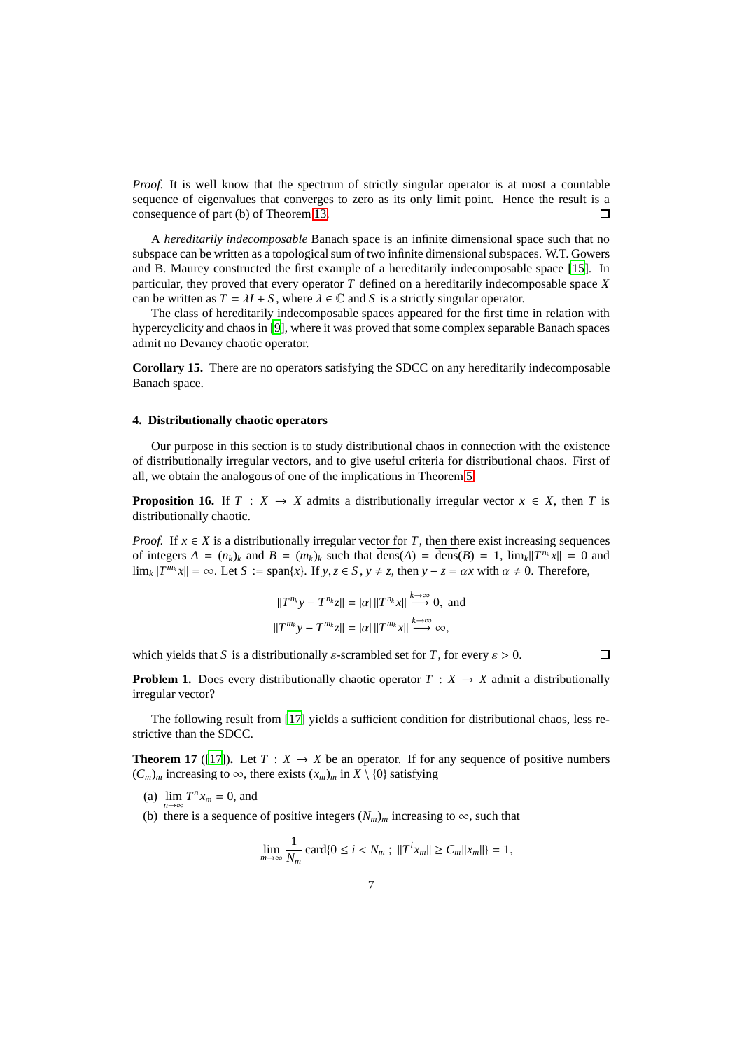*Proof.* It is well know that the spectrum of strictly singular operator is at most a countable sequence of eigenvalues that converges to zero as its only limit point. Hence the result is a consequence of part (b) of Theorem 13. □

A *hereditarily indecomposable* Banach space is an infinite dimensional space such that no subspace can be written as a topological sum of two infinite dimensional subspaces. W.T. Gowers and B. Maurey constructed the first example of a hereditarily indecomposable space [15]. In particular, they proved that every operator $T$ defined on a hereditarily indecomposable space $X$ can be written as $T = \lambda I + S$, where $\lambda \in \mathbb{C}$ and $S$ is a strictly singular operator.

The class of hereditarily indecomposable spaces appeared for the first time in relation with hypercyclicity and chaos in [9], where it was proved that some complex separable Banach spaces admit no Devaney chaotic operator.

**Corollary 15.** There are no operators satisfying the SDCC on any hereditarily indecomposable Banach space.

## 4. Distributionally chaotic operators

Our purpose in this section is to study distributional chaos in connection with the existence of distributionally irregular vectors, and to give useful criteria for distributional chaos. First of all, we obtain the analogous of one of the implications in Theorem 5.

**Proposition 16.** If $T : X \to X$ admits a distributionally irregular vector $x \in X$, then $T$ is distributionally chaotic.

*Proof.* If $x \in X$ is a distributionally irregular vector for $T$, then there exist increasing sequences of integers $A = (n_k)_k$ and $B = (m_k)_k$ such that $\overline{\text{dens}}(A) = \overline{\text{dens}}(B) = 1$, $\lim_k \|T^{n_k}x\| = 0$ and $\lim_k \|T^{m_k}x\| = \infty$. Let $S := \text{span}\{x\}$. If $y, z \in S$, $y \neq z$, then $y - z = \alpha x$ with $\alpha \neq 0$. Therefore,

$$\|T^{n_k}y - T^{n_k}z\| = |\alpha| \, \|T^{n_k}x\| \overset{k\to\infty}{\longrightarrow} 0, \text{ and}$$
$$\|T^{m_k}y - T^{m_k}z\| = |\alpha| \, \|T^{m_k}x\| \overset{k\to\infty}{\longrightarrow} \infty,$$

which yields that $S$ is a distributionally $\varepsilon$-scrambled set for $T$, for every $\varepsilon > 0$. □

**Problem 1.** Does every distributionally chaotic operator $T : X \to X$ admit a distributionally irregular vector?

The following result from [17] yields a sufficient condition for distributional chaos, less restrictive than the SDCC.

**Theorem 17** ([17]). Let $T : X \to X$ be an operator. If for any sequence of positive numbers $(C_m)_m$ increasing to $\infty$, there exists $(x_m)_m$ in $X \setminus \{0\}$ satisfying

(a) $\lim_{n\to\infty} T^n x_m = 0$, and
(b) there is a sequence of positive integers $(N_m)_m$ increasing to $\infty$, such that

$$\lim_{m\to\infty} \frac{1}{N_m} \text{card}\{0 \leq i < N_m \, ; \, \|T^i x_m\| \geq C_m \|x_m\|\} = 1,$$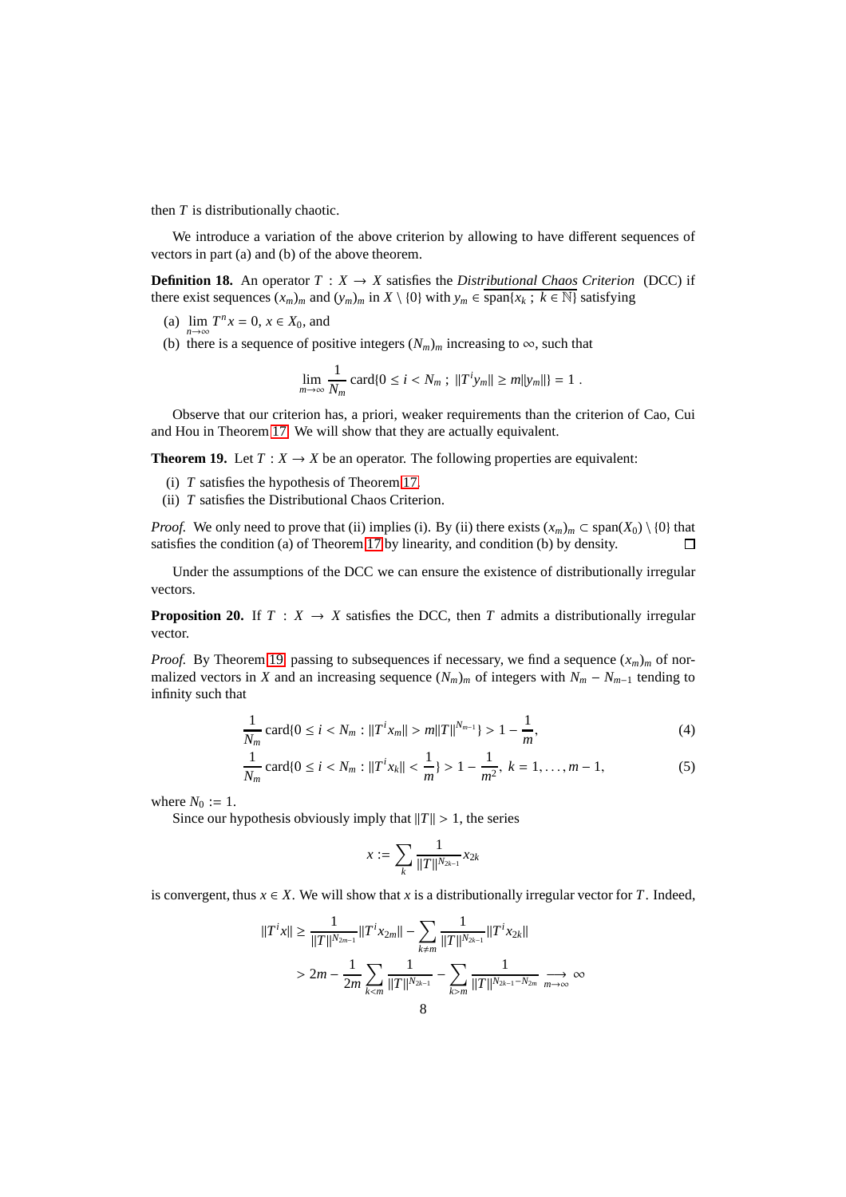then $T$ is distributionally chaotic.

We introduce a variation of the above criterion by allowing to have different sequences of vectors in part (a) and (b) of the above theorem.

**Definition 18.** An operator $T : X \to X$ satisfies the *Distributional Chaos Criterion* (DCC) if there exist sequences $(x_m)_m$ and $(y_m)_m$ in $X \setminus \{0\}$ with $y_m \in \overline{\text{span}\{x_k \; ; \; k \in \mathbb{N}\}}$ satisfying

(a) $\lim_{n\to\infty} T^n x = 0$, $x \in X_0$, and

(b) there is a sequence of positive integers $(N_m)_m$ increasing to $\infty$, such that

$$\lim_{m\to\infty} \frac{1}{N_m} \text{card}\{0 \leq i < N_m \; ; \; \|T^i y_m\| \geq m\|y_m\|\} = 1 \; .$$

Observe that our criterion has, a priori, weaker requirements than the criterion of Cao, Cui and Hou in Theorem 17. We will show that they are actually equivalent.

**Theorem 19.** Let $T : X \to X$ be an operator. The following properties are equivalent:

(i) $T$ satisfies the hypothesis of Theorem 17.

(ii) $T$ satisfies the Distributional Chaos Criterion.

*Proof.* We only need to prove that (ii) implies (i). By (ii) there exists $(x_m)_m \subset \text{span}(X_0) \setminus \{0\}$ that satisfies the condition (a) of Theorem 17 by linearity, and condition (b) by density. $\square$

Under the assumptions of the DCC we can ensure the existence of distributionally irregular vectors.

**Proposition 20.** If $T : X \to X$ satisfies the DCC, then $T$ admits a distributionally irregular vector.

*Proof.* By Theorem 19, passing to subsequences if necessary, we find a sequence $(x_m)_m$ of normalized vectors in $X$ and an increasing sequence $(N_m)_m$ of integers with $N_m - N_{m-1}$ tending to infinity such that

$$\frac{1}{N_m} \text{card}\{0 \leq i < N_m : \|T^i x_m\| > m\|T\|^{N_{m-1}}\} > 1 - \frac{1}{m}, \tag{4}$$

$$\frac{1}{N_m} \text{card}\{0 \leq i < N_m : \|T^i x_k\| < \frac{1}{m}\} > 1 - \frac{1}{m^2}, \; k = 1, \ldots, m-1, \tag{5}$$

where $N_0 := 1$.

Since our hypothesis obviously imply that $\|T\| > 1$, the series

$$x := \sum_k \frac{1}{\|T\|^{N_{2k-1}}} x_{2k}$$

is convergent, thus $x \in X$. We will show that $x$ is a distributionally irregular vector for $T$. Indeed,

$$\begin{aligned}
\|T^i x\| &\geq \frac{1}{\|T\|^{N_{2m-1}}} \|T^i x_{2m}\| - \sum_{k \neq m} \frac{1}{\|T\|^{N_{2k-1}}} \|T^i x_{2k}\| \\
&> 2m - \frac{1}{2m} \sum_{k<m} \frac{1}{\|T\|^{N_{2k-1}}} - \sum_{k>m} \frac{1}{\|T\|^{N_{2k-1} - N_{2m}}} \underset{m\to\infty}{\longrightarrow} \infty
\end{aligned}$$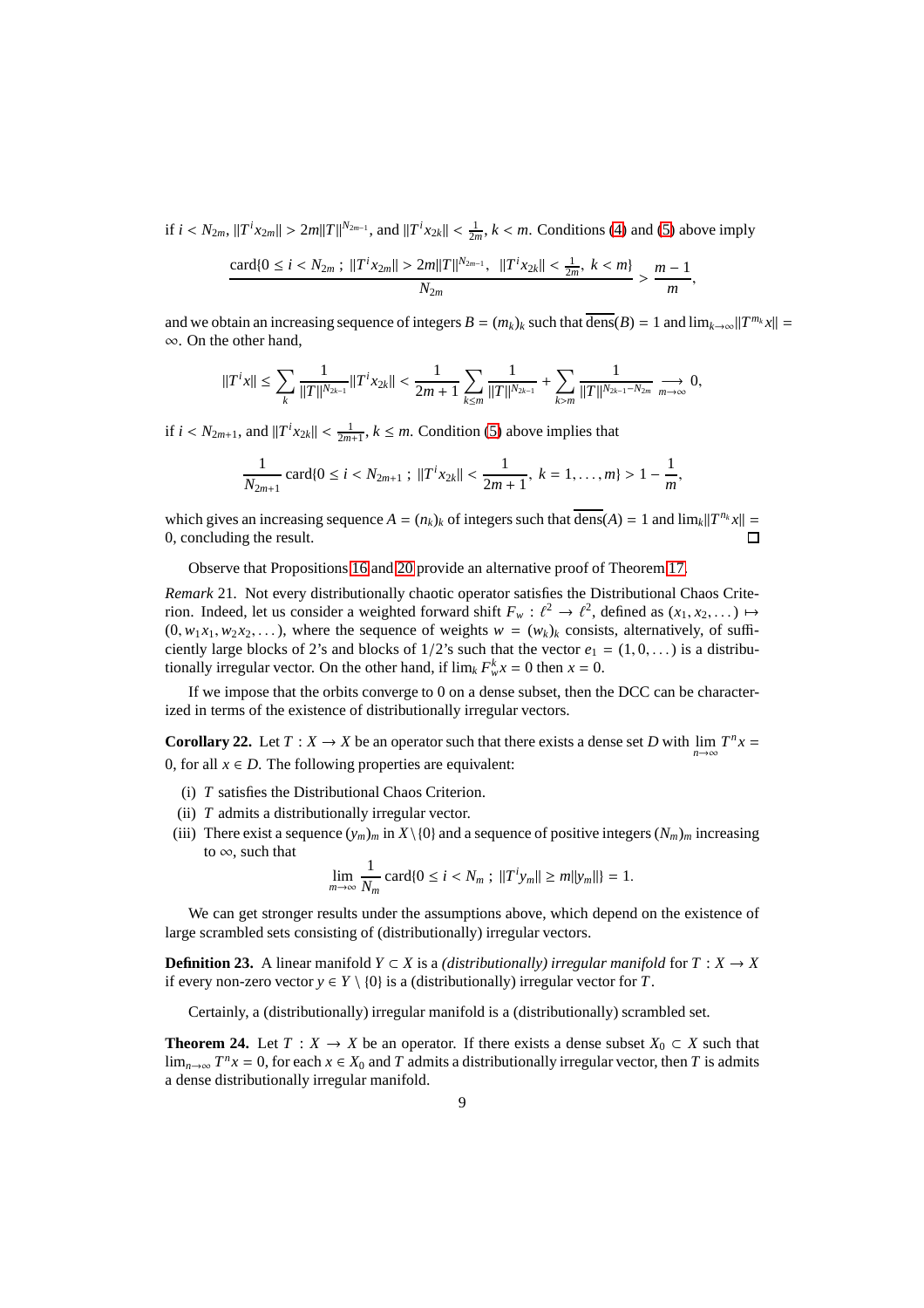if $i < N_{2m}$, $\|T^i x_{2m}\| > 2m\|T\|^{N_{2m-1}}$, and $\|T^i x_{2k}\| < \frac{1}{2m}$, $k < m$. Conditions (4) and (5) above imply

$$\frac{\text{card}\{0 \leq i < N_{2m} \,;\, \|T^i x_{2m}\| > 2m\|T\|^{N_{2m-1}},\ \|T^i x_{2k}\| < \frac{1}{2m},\ k < m\}}{N_{2m}} > \frac{m-1}{m},$$

and we obtain an increasing sequence of integers $B = (m_k)_k$ such that $\overline{\text{dens}}(B) = 1$ and $\lim_{k\to\infty}\|T^{m_k}x\| = \infty$. On the other hand,

$$\|T^i x\| \leq \sum_k \frac{1}{\|T\|^{N_{2k-1}}}\|T^i x_{2k}\| < \frac{1}{2m+1}\sum_{k\leq m}\frac{1}{\|T\|^{N_{2k-1}}} + \sum_{k>m}\frac{1}{\|T\|^{N_{2k-1}-N_{2m}}} \underset{m\to\infty}{\longrightarrow} 0,$$

if $i < N_{2m+1}$, and $\|T^i x_{2k}\| < \frac{1}{2m+1}$, $k \leq m$. Condition (5) above implies that

$$\frac{1}{N_{2m+1}}\text{card}\{0 \leq i < N_{2m+1} \,;\, \|T^i x_{2k}\| < \frac{1}{2m+1},\ k = 1, \dots, m\} > 1 - \frac{1}{m},$$

which gives an increasing sequence $A = (n_k)_k$ of integers such that $\overline{\text{dens}}(A) = 1$ and $\lim_k\|T^{n_k}x\| = 0$, concluding the result. □

Observe that Propositions 16 and 20 provide an alternative proof of Theorem 17.

*Remark* 21. Not every distributionally chaotic operator satisfies the Distributional Chaos Criterion. Indeed, let us consider a weighted forward shift $F_w : \ell^2 \to \ell^2$, defined as $(x_1, x_2, \dots) \mapsto (0, w_1x_1, w_2x_2, \dots)$, where the sequence of weights $w = (w_k)_k$ consists, alternatively, of sufficiently large blocks of 2's and blocks of 1/2's such that the vector $e_1 = (1, 0, \dots)$ is a distributionally irregular vector. On the other hand, if $\lim_k F_w^k x = 0$ then $x = 0$.

If we impose that the orbits converge to 0 on a dense subset, then the DCC can be characterized in terms of the existence of distributionally irregular vectors.

**Corollary 22.** *Let $T : X \to X$ be an operator such that there exists a dense set $D$ with $\lim\limits_{n\to\infty} T^n x = 0$, for all $x \in D$. The following properties are equivalent:*

- (i) *$T$ satisfies the Distributional Chaos Criterion.*
- (ii) *$T$ admits a distributionally irregular vector.*
- (iii) *There exist a sequence $(y_m)_m$ in $X\setminus\{0\}$ and a sequence of positive integers $(N_m)_m$ increasing to $\infty$, such that*

$$\lim_{m\to\infty}\frac{1}{N_m}\text{card}\{0 \leq i < N_m \,;\, \|T^i y_m\| \geq m\|y_m\|\} = 1.$$

We can get stronger results under the assumptions above, which depend on the existence of large scrambled sets consisting of (distributionally) irregular vectors.

**Definition 23.** A linear manifold $Y \subset X$ is a *(distributionally) irregular manifold* for $T : X \to X$ if every non-zero vector $y \in Y \setminus \{0\}$ is a (distributionally) irregular vector for $T$.

Certainly, a (distributionally) irregular manifold is a (distributionally) scrambled set.

**Theorem 24.** *Let $T : X \to X$ be an operator. If there exists a dense subset $X_0 \subset X$ such that $\lim_{n\to\infty} T^n x = 0$, for each $x \in X_0$ and $T$ admits a distributionally irregular vector, then $T$ is admits a dense distributionally irregular manifold.*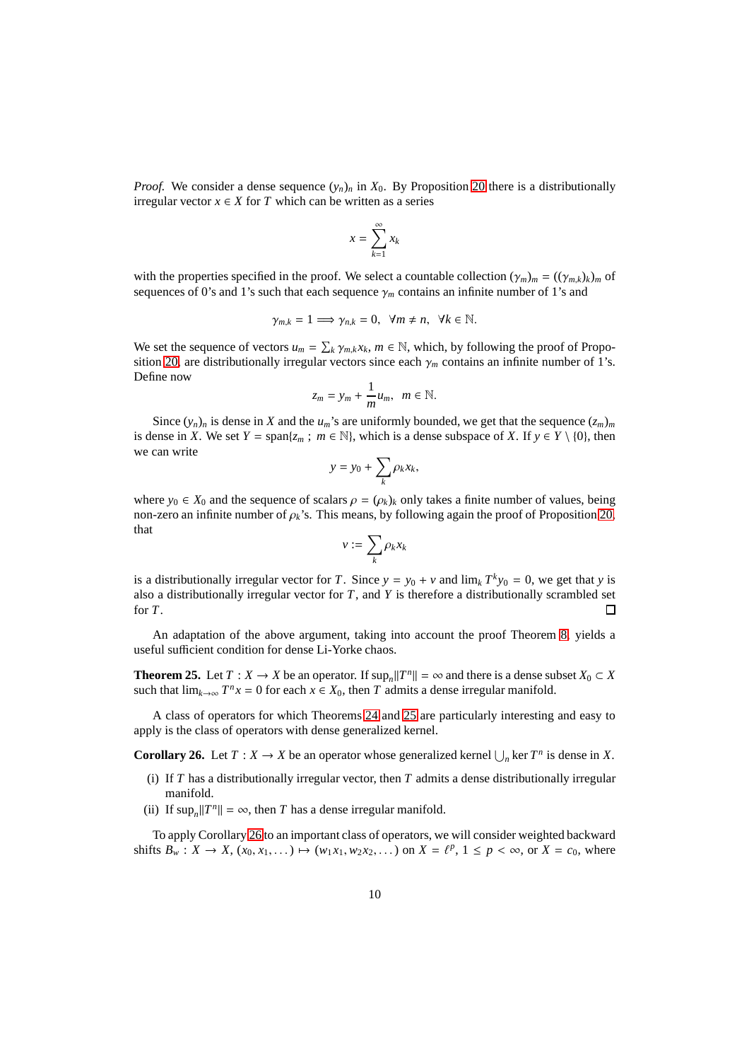*Proof.* We consider a dense sequence $(y_n)_n$ in $X_0$. By Proposition 20 there is a distributionally irregular vector $x \in X$ for $T$ which can be written as a series

$$x = \sum_{k=1}^{\infty} x_k$$

with the properties specified in the proof. We select a countable collection $(\gamma_m)_m = ((\gamma_{m,k})_k)_m$ of sequences of 0's and 1's such that each sequence $\gamma_m$ contains an infinite number of 1's and

$$\gamma_{m,k} = 1 \Longrightarrow \gamma_{n,k} = 0, \ \ \forall m \neq n, \ \ \forall k \in \mathbb{N}.$$

We set the sequence of vectors $u_m = \sum_k \gamma_{m,k} x_k$, $m \in \mathbb{N}$, which, by following the proof of Proposition 20, are distributionally irregular vectors since each $\gamma_m$ contains an infinite number of 1's. Define now

$$z_m = y_m + \frac{1}{m} u_m, \ \ m \in \mathbb{N}.$$

Since $(y_n)_n$ is dense in $X$ and the $u_m$'s are uniformly bounded, we get that the sequence $(z_m)_m$ is dense in $X$. We set $Y = \operatorname{span}\{z_m \, ; \, m \in \mathbb{N}\}$, which is a dense subspace of $X$. If $y \in Y \setminus \{0\}$, then we can write

$$y = y_0 + \sum_k \rho_k x_k,$$

where $y_0 \in X_0$ and the sequence of scalars $\rho = (\rho_k)_k$ only takes a finite number of values, being non-zero an infinite number of $\rho_k$'s. This means, by following again the proof of Proposition 20, that

$$v := \sum_k \rho_k x_k$$

is a distributionally irregular vector for $T$. Since $y = y_0 + v$ and $\lim_k T^k y_0 = 0$, we get that $y$ is also a distributionally irregular vector for $T$, and $Y$ is therefore a distributionally scrambled set for $T$. ☐

An adaptation of the above argument, taking into account the proof Theorem 8, yields a useful sufficient condition for dense Li-Yorke chaos.

**Theorem 25.** Let $T : X \to X$ be an operator. If $\sup_n \|T^n\| = \infty$ and there is a dense subset $X_0 \subset X$ such that $\lim_{k\to\infty} T^n x = 0$ for each $x \in X_0$, then $T$ admits a dense irregular manifold.

A class of operators for which Theorems 24 and 25 are particularly interesting and easy to apply is the class of operators with dense generalized kernel.

**Corollary 26.** Let $T : X \to X$ be an operator whose generalized kernel $\bigcup_n \ker T^n$ is dense in $X$.

- (i) If $T$ has a distributionally irregular vector, then $T$ admits a dense distributionally irregular manifold.
- (ii) If $\sup_n \|T^n\| = \infty$, then $T$ has a dense irregular manifold.

To apply Corollary 26 to an important class of operators, we will consider weighted backward shifts $B_w : X \to X$, $(x_0, x_1, \dots) \mapsto (w_1 x_1, w_2 x_2, \dots)$ on $X = \ell^p$, $1 \leq p < \infty$, or $X = c_0$, where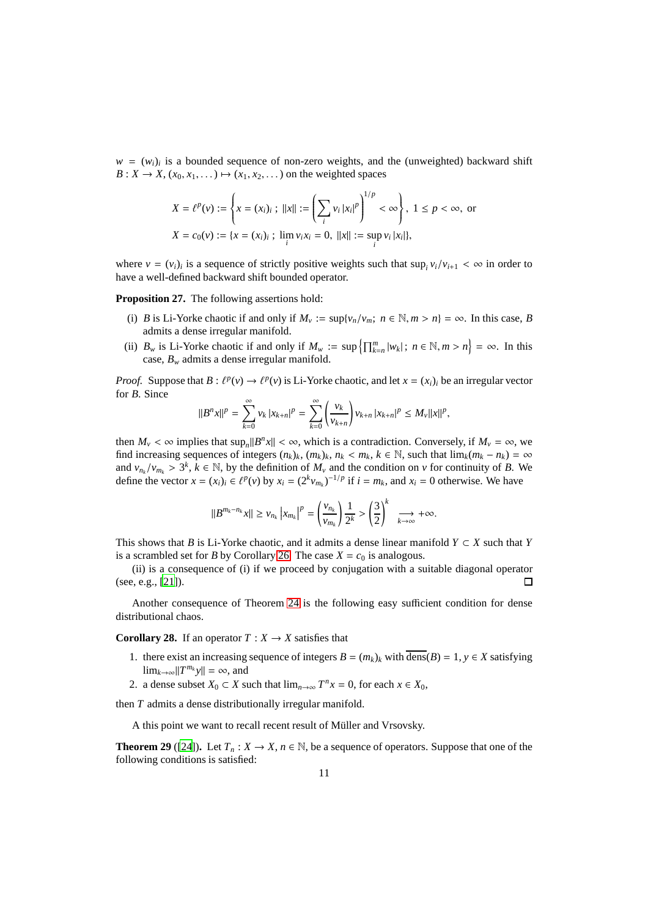$w = (w_i)_i$ is a bounded sequence of non-zero weights, and the (unweighted) backward shift $B : X \to X$, $(x_0, x_1, \dots) \mapsto (x_1, x_2, \dots)$ on the weighted spaces

$$X = \ell^p(v) := \left\{ x = (x_i)_i \,;\, \|x\| := \left( \sum_i v_i \, |x_i|^p \right)^{1/p} < \infty \right\},\ 1 \le p < \infty, \text{ or}$$

$$X = c_0(v) := \{x = (x_i)_i \,;\, \lim_i v_i x_i = 0,\ \|x\| := \sup_i v_i \, |x_i|\},$$

where $v = (v_i)_i$ is a sequence of strictly positive weights such that $\sup_i v_i/v_{i+1} < \infty$ in order to have a well-defined backward shift bounded operator.

**Proposition 27.** The following assertions hold:

(i) $B$ is Li-Yorke chaotic if and only if $M_v := \sup\{v_n/v_m;\ n \in \mathbb{N}, m > n\} = \infty$. In this case, $B$ admits a dense irregular manifold.

(ii) $B_w$ is Li-Yorke chaotic if and only if $M_w := \sup\left\{\prod_{k=n}^m |w_k|;\ n \in \mathbb{N}, m > n\right\} = \infty$. In this case, $B_w$ admits a dense irregular manifold.

*Proof.* Suppose that $B : \ell^p(v) \to \ell^p(v)$ is Li-Yorke chaotic, and let $x = (x_i)_i$ be an irregular vector for $B$. Since

$$\|B^n x\|^p = \sum_{k=0}^{\infty} v_k \, |x_{k+n}|^p = \sum_{k=0}^{\infty} \left( \frac{v_k}{v_{k+n}} \right) v_{k+n} \, |x_{k+n}|^p \le M_v \|x\|^p,$$

then $M_v < \infty$ implies that $\sup_n \|B^n x\| < \infty$, which is a contradiction. Conversely, if $M_v = \infty$, we find increasing sequences of integers $(n_k)_k$, $(m_k)_k$, $n_k < m_k$, $k \in \mathbb{N}$, such that $\lim_k (m_k - n_k) = \infty$ and $v_{n_k}/v_{m_k} > 3^k$, $k \in \mathbb{N}$, by the definition of $M_v$ and the condition on $v$ for continuity of $B$. We define the vector $x = (x_i)_i \in \ell^p(v)$ by $x_i = (2^k v_{m_k})^{-1/p}$ if $i = m_k$, and $x_i = 0$ otherwise. We have

$$\|B^{m_k - n_k} x\| \ge v_{n_k} \left| x_{m_k} \right|^p = \left( \frac{v_{n_k}}{v_{m_k}} \right) \frac{1}{2^k} > \left( \frac{3}{2} \right)^k \underset{k\to\infty}{\longrightarrow} +\infty.$$

This shows that $B$ is Li-Yorke chaotic, and it admits a dense linear manifold $Y \subset X$ such that $Y$ is a scrambled set for $B$ by Corollary 26. The case $X = c_0$ is analogous.

(ii) is a consequence of (i) if we proceed by conjugation with a suitable diagonal operator (see, e.g., [21]). □

Another consequence of Theorem 24 is the following easy sufficient condition for dense distributional chaos.

**Corollary 28.** If an operator $T : X \to X$ satisfies that

1. there exist an increasing sequence of integers $B = (m_k)_k$ with $\overline{\text{dens}}(B) = 1$, $y \in X$ satisfying $\lim_{k\to\infty} \|T^{m_k} y\| = \infty$, and
2. a dense subset $X_0 \subset X$ such that $\lim_{n\to\infty} T^n x = 0$, for each $x \in X_0$,

then $T$ admits a dense distributionally irregular manifold.

A this point we want to recall recent result of Müller and Vrsovsky.

**Theorem 29** ([24]). Let $T_n : X \to X$, $n \in \mathbb{N}$, be a sequence of operators. Suppose that one of the following conditions is satisfied: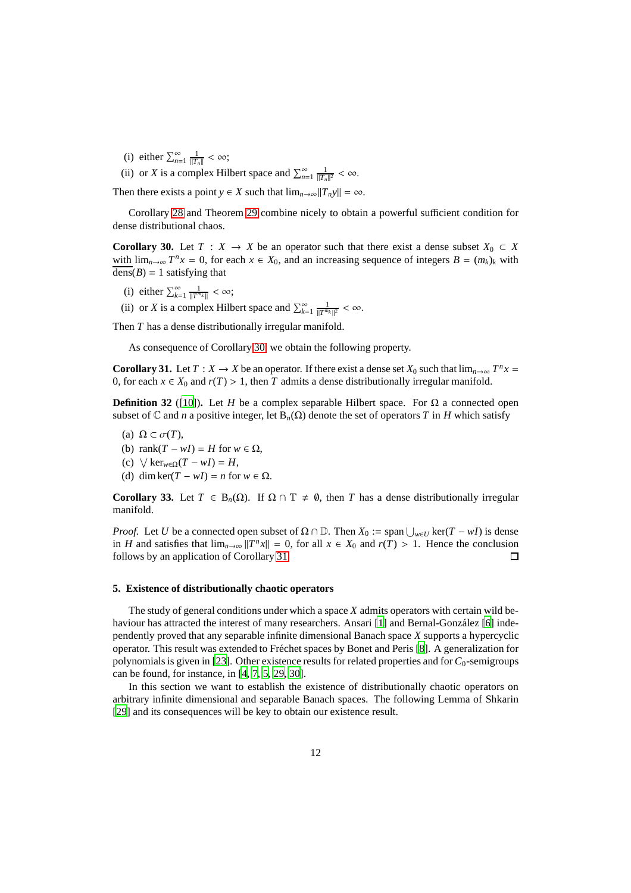(i) either $\sum_{n=1}^{\infty} \frac{1}{\|T_n\|} < \infty$;

(ii) or $X$ is a complex Hilbert space and $\sum_{n=1}^{\infty} \frac{1}{\|T_n\|^2} < \infty$.

Then there exists a point $y \in X$ such that $\lim_{n\to\infty} \|T_n y\| = \infty$.

Corollary 28 and Theorem 29 combine nicely to obtain a powerful sufficient condition for dense distributional chaos.

**Corollary 30.** Let $T : X \to X$ be an operator such that there exist a dense subset $X_0 \subset X$ with $\lim_{n\to\infty} T^n x = 0$, for each $x \in X_0$, and an increasing sequence of integers $B = (m_k)_k$ with $\overline{\mathrm{dens}}(B) = 1$ satisfying that

(i) either $\sum_{k=1}^{\infty} \frac{1}{\|T^{m_k}\|} < \infty$;

(ii) or $X$ is a complex Hilbert space and $\sum_{k=1}^{\infty} \frac{1}{\|T^{m_k}\|^2} < \infty$.

Then $T$ has a dense distributionally irregular manifold.

As consequence of Corollary 30 we obtain the following property.

**Corollary 31.** Let $T : X \to X$ be an operator. If there exist a dense set $X_0$ such that $\lim_{n\to\infty} T^n x = 0$, for each $x \in X_0$ and $r(T) > 1$, then $T$ admits a dense distributionally irregular manifold.

**Definition 32** ([10]). Let $H$ be a complex separable Hilbert space. For $\Omega$ a connected open subset of $\mathbb{C}$ and $n$ a positive integer, let $\mathrm{B}_n(\Omega)$ denote the set of operators $T$ in $H$ which satisfy

(a) $\Omega \subset \sigma(T)$,

(b) $\mathrm{rank}(T - wI) = H$ for $w \in \Omega$,

(c) $\bigvee \ker_{w\in\Omega}(T - wI) = H$,

(d) $\dim \ker(T - wI) = n$ for $w \in \Omega$.

**Corollary 33.** Let $T \in \mathrm{B}_n(\Omega)$. If $\Omega \cap \mathbb{T} \neq \emptyset$, then $T$ has a dense distributionally irregular manifold.

*Proof.* Let $U$ be a connected open subset of $\Omega \cap \mathbb{D}$. Then $X_0 := \mathrm{span} \bigcup_{w\in U} \ker(T - wI)$ is dense in $H$ and satisfies that $\lim_{n\to\infty} \|T^n x\| = 0$, for all $x \in X_0$ and $r(T) > 1$. Hence the conclusion follows by an application of Corollary 31. □

## 5. Existence of distributionally chaotic operators

The study of general conditions under which a space $X$ admits operators with certain wild behaviour has attracted the interest of many researchers. Ansari [1] and Bernal-González [6] independently proved that any separable infinite dimensional Banach space $X$ supports a hypercyclic operator. This result was extended to Fréchet spaces by Bonet and Peris [8]. A generalization for polynomials is given in [23]. Other existence results for related properties and for $C_0$-semigroups can be found, for instance, in [4, 7, 5, 29, 30].

In this section we want to establish the existence of distributionally chaotic operators on arbitrary infinite dimensional and separable Banach spaces. The following Lemma of Shkarin [29] and its consequences will be key to obtain our existence result.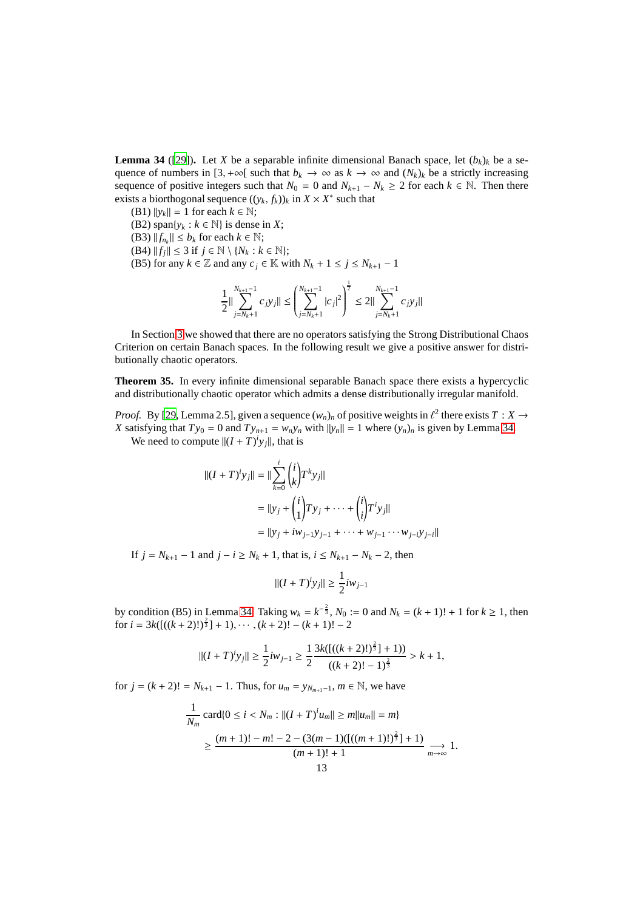**Lemma 34** ([29]). Let $X$ be a separable infinite dimensional Banach space, let $(b_k)_k$ be a sequence of numbers in $[3, +\infty[$ such that $b_k \to \infty$ as $k \to \infty$ and $(N_k)_k$ be a strictly increasing sequence of positive integers such that $N_0 = 0$ and $N_{k+1} - N_k \geq 2$ for each $k \in \mathbb{N}$. Then there exists a biorthogonal sequence $((y_k, f_k))_k$ in $X \times X^*$ such that

(B1) $\|y_k\| = 1$ for each $k \in \mathbb{N}$;
(B2) span$\{y_k : k \in \mathbb{N}\}$ is dense in $X$;
(B3) $\|f_{n_k}\| \leq b_k$ for each $k \in \mathbb{N}$;
(B4) $\|f_j\| \leq 3$ if $j \in \mathbb{N} \setminus \{N_k : k \in \mathbb{N}\}$;
(B5) for any $k \in \mathbb{Z}$ and any $c_j \in \mathbb{K}$ with $N_k + 1 \leq j \leq N_{k+1} - 1$

$$\frac{1}{2}\|\sum_{j=N_k+1}^{N_{k+1}-1} c_j y_j\| \leq \left(\sum_{j=N_k+1}^{N_{k+1}-1} |c_j|^2\right)^{\frac{1}{2}} \leq 2\|\sum_{j=N_k+1}^{N_{k+1}-1} c_j y_j\|$$

In Section 3 we showed that there are no operators satisfying the Strong Distributional Chaos Criterion on certain Banach spaces. In the following result we give a positive answer for distributionally chaotic operators.

**Theorem 35.** In every infinite dimensional separable Banach space there exists a hypercyclic and distributionally chaotic operator which admits a dense distributionally irregular manifold.

*Proof.* By [29, Lemma 2.5], given a sequence $(w_n)_n$ of positive weights in $\ell^2$ there exists $T : X \to X$ satisfying that $Ty_0 = 0$ and $Ty_{n+1} = w_n y_n$ with $\|y_n\| = 1$ where $(y_n)_n$ is given by Lemma 34.

We need to compute $\|(I + T)^i y_j\|$, that is

$$\begin{aligned}
\|(I + T)^i y_j\| &= \|\sum_{k=0}^{i} \binom{i}{k} T^k y_j\| \\
&= \|y_j + \binom{i}{1} Ty_j + \cdots + \binom{i}{i} T^i y_j\| \\
&= \|y_j + i w_{j-1} y_{j-1} + \cdots + w_{j-1} \cdots w_{j-i} y_{j-i}\|
\end{aligned}$$

If $j = N_{k+1} - 1$ and $j - i \geq N_k + 1$, that is, $i \leq N_{k+1} - N_k - 2$, then

$$\|(I + T)^i y_j\| \geq \frac{1}{2} i w_{j-1}$$

by condition (B5) in Lemma 34. Taking $w_k = k^{-\frac{2}{3}}$, $N_0 := 0$ and $N_k = (k + 1)! + 1$ for $k \geq 1$, then for $i = 3k([((k + 2)!)^{\frac{2}{3}}] + 1), \cdots, (k + 2)! - (k + 1)! - 2$

$$\|(I + T)^i y_j\| \geq \frac{1}{2} i w_{j-1} \geq \frac{1}{2} \frac{3k([((k + 2)!)^{\frac{2}{3}}] + 1))}{((k + 2)! - 1)^{\frac{2}{3}}} > k + 1,$$

for $j = (k + 2)! = N_{k+1} - 1$. Thus, for $u_m = y_{N_{m+1}-1}$, $m \in \mathbb{N}$, we have

$$\begin{aligned}
&\frac{1}{N_m} \operatorname{card}\{0 \leq i < N_m : \|(I + T)^i u_m\| \geq m\|u_m\| = m\} \\
&\qquad \geq \frac{(m + 1)! - m! - 2 - (3(m - 1)([((m + 1)!)^{\frac{2}{3}}] + 1)}{(m + 1)! + 1} \underset{m \to \infty}{\longrightarrow} 1.
\end{aligned}$$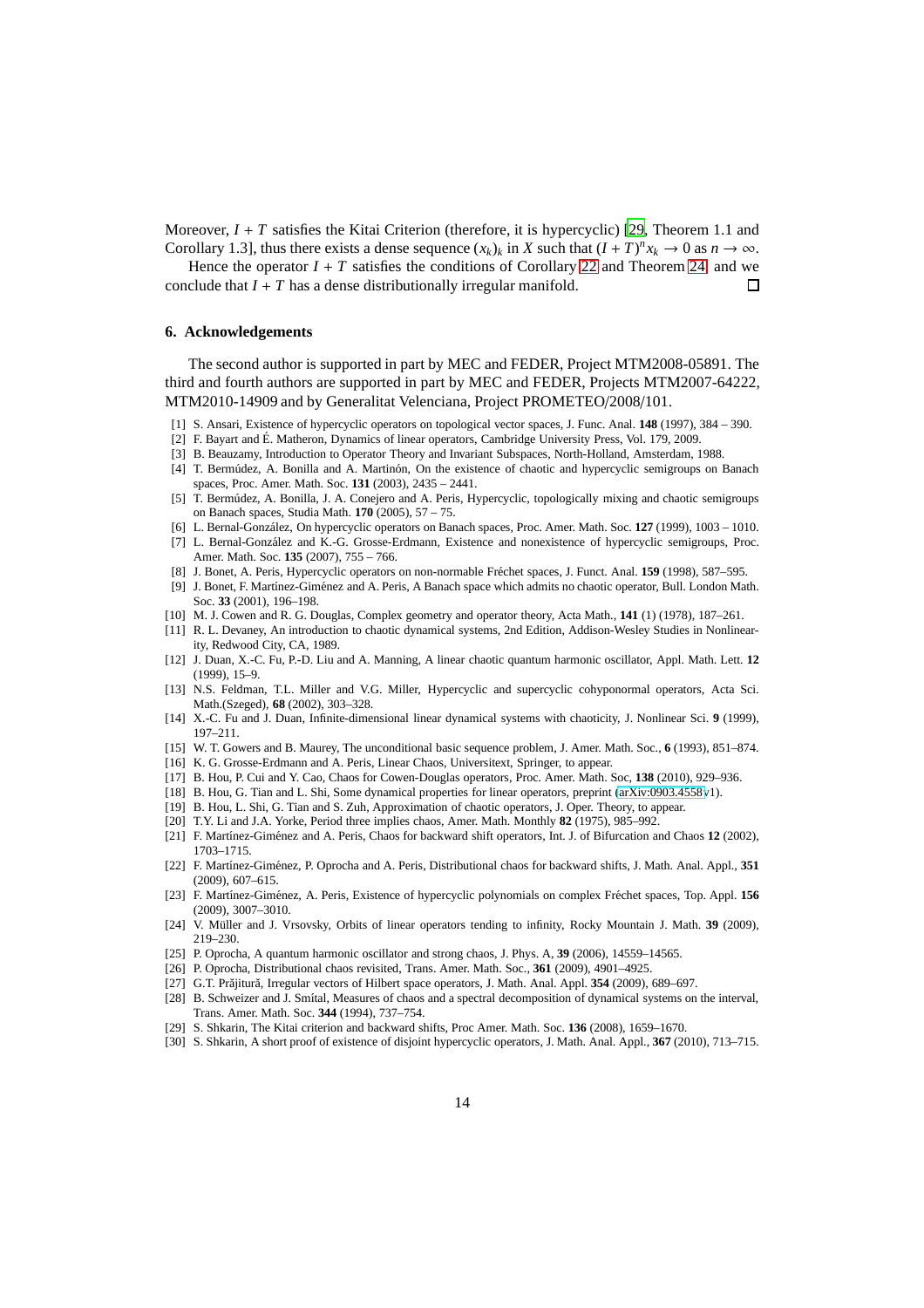Moreover, $I + T$ satisfies the Kitai Criterion (therefore, it is hypercyclic) [29, Theorem 1.1 and Corollary 1.3], thus there exists a dense sequence $(x_k)_k$ in $X$ such that $(I + T)^n x_k \to 0$ as $n \to \infty$.

Hence the operator $I + T$ satisfies the conditions of Corollary 22 and Theorem 24, and we conclude that $I + T$ has a dense distributionally irregular manifold. □

## 6. Acknowledgements

The second author is supported in part by MEC and FEDER, Project MTM2008-05891. The third and fourth authors are supported in part by MEC and FEDER, Projects MTM2007-64222, MTM2010-14909 and by Generalitat Velenciana, Project PROMETEO/2008/101.

[1] S. Ansari, Existence of hypercyclic operators on topological vector spaces, J. Func. Anal. **148** (1997), 384 – 390.

[2] F. Bayart and É. Matheron, Dynamics of linear operators, Cambridge University Press, Vol. 179, 2009.

[3] B. Beauzamy, Introduction to Operator Theory and Invariant Subspaces, North-Holland, Amsterdam, 1988.

[4] T. Bermúdez, A. Bonilla and A. Martinón, On the existence of chaotic and hypercyclic semigroups on Banach spaces, Proc. Amer. Math. Soc. **131** (2003), 2435 – 2441.

[5] T. Bermúdez, A. Bonilla, J. A. Conejero and A. Peris, Hypercyclic, topologically mixing and chaotic semigroups on Banach spaces, Studia Math. **170** (2005), 57 – 75.

[6] L. Bernal-González, On hypercyclic operators on Banach spaces, Proc. Amer. Math. Soc. **127** (1999), 1003 – 1010.

[7] L. Bernal-González and K.-G. Grosse-Erdmann, Existence and nonexistence of hypercyclic semigroups, Proc. Amer. Math. Soc. **135** (2007), 755 – 766.

[8] J. Bonet, A. Peris, Hypercyclic operators on non-normable Fréchet spaces, J. Funct. Anal. **159** (1998), 587–595.

[9] J. Bonet, F. Martínez-Giménez and A. Peris, A Banach space which admits no chaotic operator, Bull. London Math. Soc. **33** (2001), 196–198.

[10] M. J. Cowen and R. G. Douglas, Complex geometry and operator theory, Acta Math., **141** (1) (1978), 187–261.

[11] R. L. Devaney, An introduction to chaotic dynamical systems, 2nd Edition, Addison-Wesley Studies in Nonlinearity, Redwood City, CA, 1989.

[12] J. Duan, X.-C. Fu, P.-D. Liu and A. Manning, A linear chaotic quantum harmonic oscillator, Appl. Math. Lett. **12** (1999), 15–9.

[13] N.S. Feldman, T.L. Miller and V.G. Miller, Hypercyclic and supercyclic cohyponormal operators, Acta Sci. Math.(Szeged), **68** (2002), 303–328.

[14] X.-C. Fu and J. Duan, Infinite-dimensional linear dynamical systems with chaoticity, J. Nonlinear Sci. **9** (1999), 197–211.

[15] W. T. Gowers and B. Maurey, The unconditional basic sequence problem, J. Amer. Math. Soc., **6** (1993), 851–874.

[16] K. G. Grosse-Erdmann and A. Peris, Linear Chaos, Universitext, Springer, to appear.

[17] B. Hou, P. Cui and Y. Cao, Chaos for Cowen-Douglas operators, Proc. Amer. Math. Soc, **138** (2010), 929–936.

[18] B. Hou, G. Tian and L. Shi, Some dynamical properties for linear operators, preprint (arXiv:0903.4558v1).

[19] B. Hou, L. Shi, G. Tian and S. Zuh, Approximation of chaotic operators, J. Oper. Theory, to appear.

[20] T.Y. Li and J.A. Yorke, Period three implies chaos, Amer. Math. Monthly **82** (1975), 985–992.

[21] F. Martínez-Giménez and A. Peris, Chaos for backward shift operators, Int. J. of Bifurcation and Chaos **12** (2002), 1703–1715.

[22] F. Martínez-Giménez, P. Oprocha and A. Peris, Distributional chaos for backward shifts, J. Math. Anal. Appl., **351** (2009), 607–615.

[23] F. Martínez-Giménez, A. Peris, Existence of hypercyclic polynomials on complex Fréchet spaces, Top. Appl. **156** (2009), 3007–3010.

[24] V. Müller and J. Vrsovsky, Orbits of linear operators tending to infinity, Rocky Mountain J. Math. **39** (2009), 219–230.

[25] P. Oprocha, A quantum harmonic oscillator and strong chaos, J. Phys. A, **39** (2006), 14559–14565.

[26] P. Oprocha, Distributional chaos revisited, Trans. Amer. Math. Soc., **361** (2009), 4901–4925.

[27] G.T. Prăjitură, Irregular vectors of Hilbert space operators, J. Math. Anal. Appl. **354** (2009), 689–697.

[28] B. Schweizer and J. Smítal, Measures of chaos and a spectral decomposition of dynamical systems on the interval, Trans. Amer. Math. Soc. **344** (1994), 737–754.

[29] S. Shkarin, The Kitai criterion and backward shifts, Proc Amer. Math. Soc. **136** (2008), 1659–1670.

[30] S. Shkarin, A short proof of existence of disjoint hypercyclic operators, J. Math. Anal. Appl., **367** (2010), 713–715.